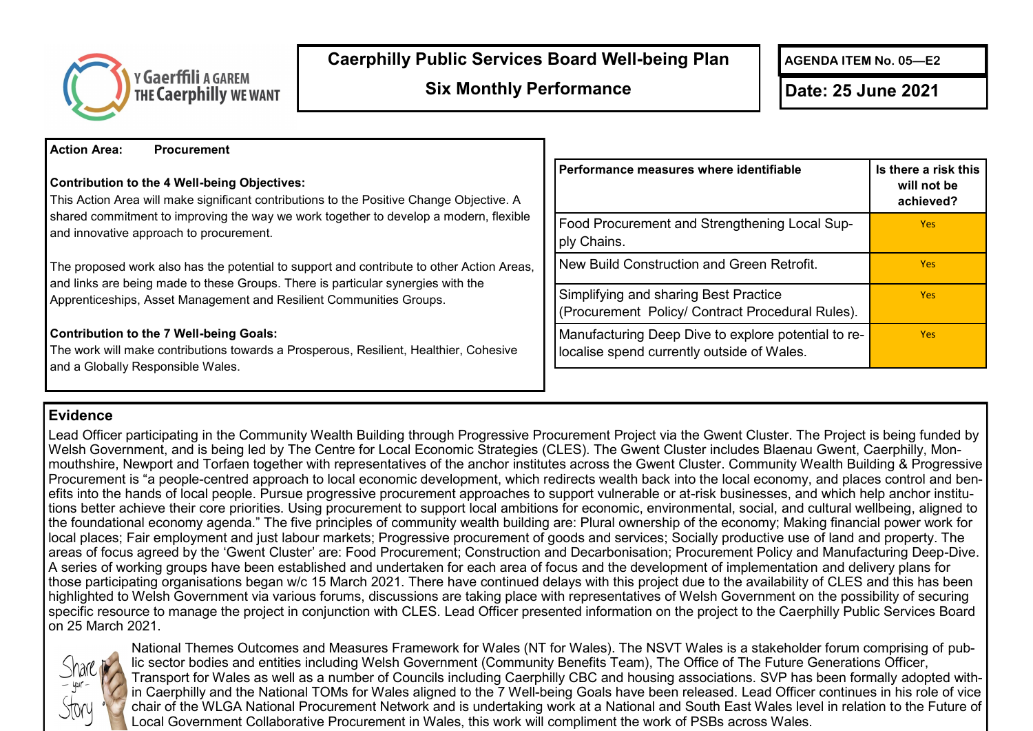# Caerphilly Public Services Board Well-being Plan

## Six Monthly Performance

**AGENDA ITEM No. 05—E2**

**Date: 25 June 2021**

**Action Area:** **Procurement**

**Contribution to the 4 Well-being Objectives:**

This Action Area will make significant contributions to the Positive Change Objective. A shared commitment to improving the way we work together to develop a modern, flexible and innovative approach to procurement.

The proposed work also has the potential to support and contribute to other Action Areas, and links are being made to these Groups. There is particular synergies with the Apprenticeships, Asset Management and Resilient Communities Groups.

**Contribution to the 7 Well-being Goals:**

The work will make contributions towards a Prosperous, Resilient, Healthier, Cohesive and a Globally Responsible Wales.

| Performance measures where identifiable | Is there a risk this will not be achieved? |
|---|---|
| Food Procurement and Strengthening Local Supply Chains. | Yes |
| New Build Construction and Green Retrofit. | Yes |
| Simplifying and sharing Best Practice (Procurement Policy/ Contract Procedural Rules). | Yes |
| Manufacturing Deep Dive to explore potential to re-localise spend currently outside of Wales. | Yes |

## Evidence

Lead Officer participating in the Community Wealth Building through Progressive Procurement Project via the Gwent Cluster. The Project is being funded by Welsh Government, and is being led by The Centre for Local Economic Strategies (CLES). The Gwent Cluster includes Blaenau Gwent, Caerphilly, Monmouthshire, Newport and Torfaen together with representatives of the anchor institutes across the Gwent Cluster. Community Wealth Building & Progressive Procurement is “a people-centred approach to local economic development, which redirects wealth back into the local economy, and places control and benefits into the hands of local people. Pursue progressive procurement approaches to support vulnerable or at-risk businesses, and which help anchor institutions better achieve their core priorities. Using procurement to support local ambitions for economic, environmental, social, and cultural wellbeing, aligned to the foundational economy agenda.” The five principles of community wealth building are: Plural ownership of the economy; Making financial power work for local places; Fair employment and just labour markets; Progressive procurement of goods and services; Socially productive use of land and property. The areas of focus agreed by the ‘Gwent Cluster’ are: Food Procurement; Construction and Decarbonisation; Procurement Policy and Manufacturing Deep-Dive. A series of working groups have been established and undertaken for each area of focus and the development of implementation and delivery plans for those participating organisations began w/c 15 March 2021. There have continued delays with this project due to the availability of CLES and this has been highlighted to Welsh Government via various forums, discussions are taking place with representatives of Welsh Government on the possibility of securing specific resource to manage the project in conjunction with CLES. Lead Officer presented information on the project to the Caerphilly Public Services Board on 25 March 2021.

National Themes Outcomes and Measures Framework for Wales (NT for Wales). The NSVT Wales is a stakeholder forum comprising of public sector bodies and entities including Welsh Government (Community Benefits Team), The Office of The Future Generations Officer, Transport for Wales as well as a number of Councils including Caerphilly CBC and housing associations. SVP has been formally adopted within Caerphilly and the National TOMs for Wales aligned to the 7 Well-being Goals have been released. Lead Officer continues in his role of vice chair of the WLGA National Procurement Network and is undertaking work at a National and South East Wales level in relation to the Future of Local Government Collaborative Procurement in Wales, this work will compliment the work of PSBs across Wales.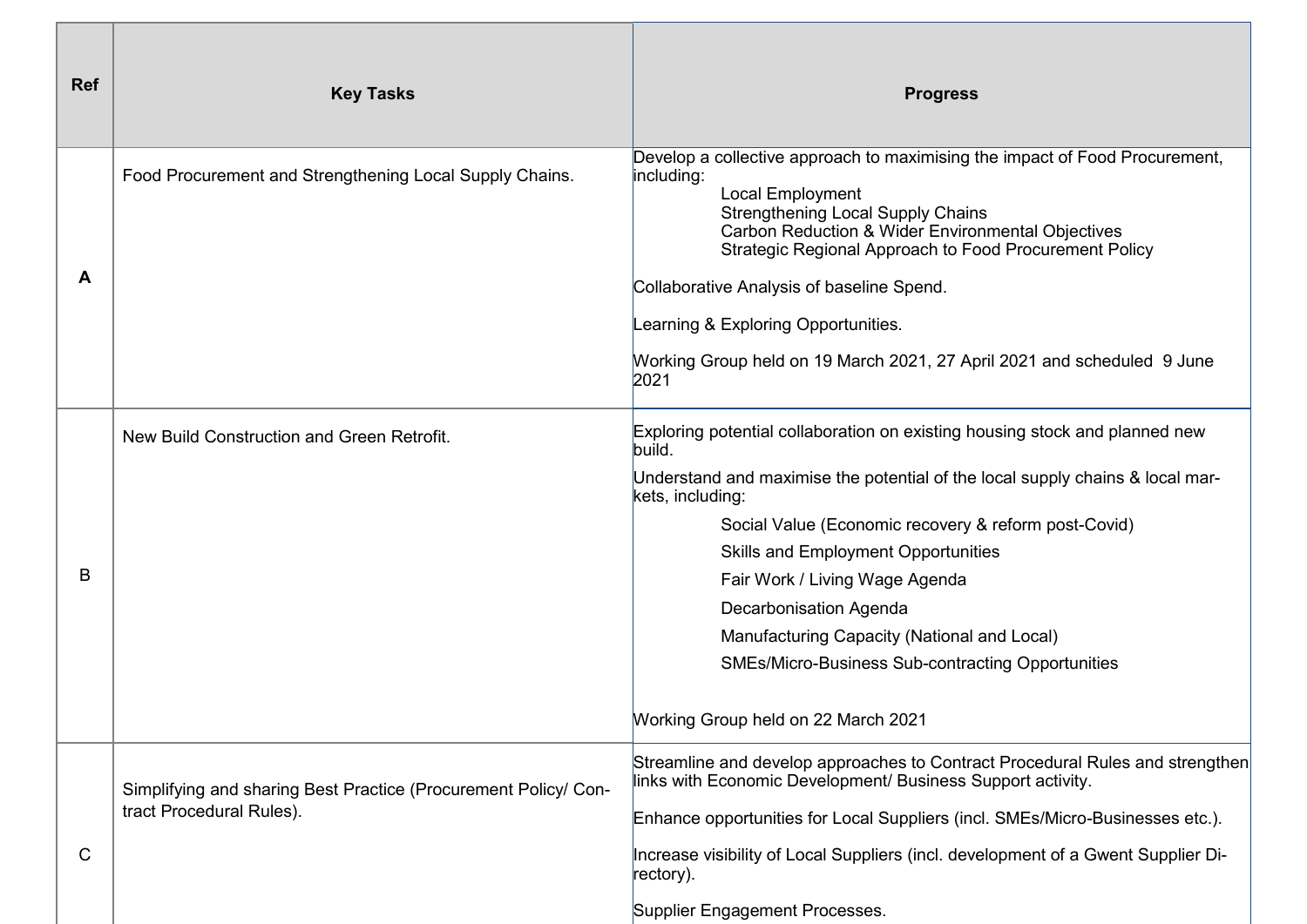| Ref | Key Tasks | Progress |
|---|---|---|
| **A** | Food Procurement and Strengthening Local Supply Chains. | Develop a collective approach to maximising the impact of Food Procurement, including:<br>Local Employment<br>Strengthening Local Supply Chains<br>Carbon Reduction & Wider Environmental Objectives<br>Strategic Regional Approach to Food Procurement Policy<br><br>Collaborative Analysis of baseline Spend.<br><br>Learning & Exploring Opportunities.<br><br>Working Group held on 19 March 2021, 27 April 2021 and scheduled 9 June 2021 |
| B | New Build Construction and Green Retrofit. | Exploring potential collaboration on existing housing stock and planned new build.<br>Understand and maximise the potential of the local supply chains & local markets, including:<br>Social Value (Economic recovery & reform post-Covid)<br>Skills and Employment Opportunities<br>Fair Work / Living Wage Agenda<br>Decarbonisation Agenda<br>Manufacturing Capacity (National and Local)<br>SMEs/Micro-Business Sub-contracting Opportunities<br><br>Working Group held on 22 March 2021 |
| C | Simplifying and sharing Best Practice (Procurement Policy/ Contract Procedural Rules). | Streamline and develop approaches to Contract Procedural Rules and strengthen links with Economic Development/ Business Support activity.<br><br>Enhance opportunities for Local Suppliers (incl. SMEs/Micro-Businesses etc.).<br><br>Increase visibility of Local Suppliers (incl. development of a Gwent Supplier Directory).<br><br>Supplier Engagement Processes. |